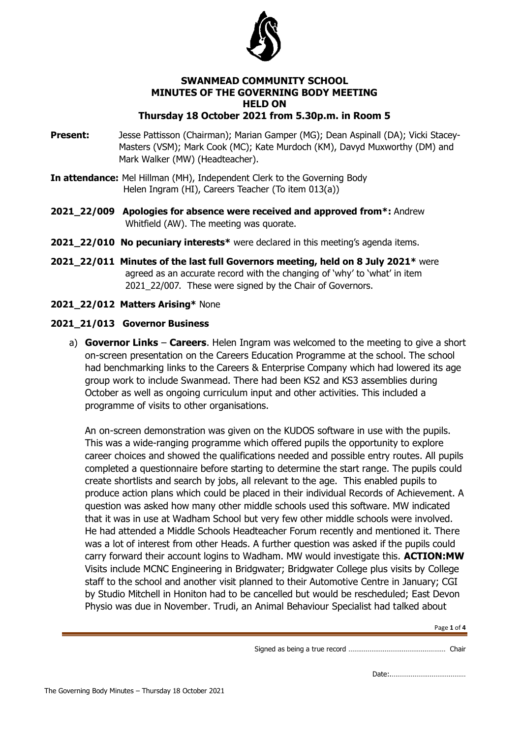**SWANMEAD COMMUNITY SCHOOL**
**MINUTES OF THE GOVERNING BODY MEETING**
**HELD ON**
**Thursday 18 October 2021 from 5.30p.m. in Room 5**

**Present:** Jesse Pattisson (Chairman); Marian Gamper (MG); Dean Aspinall (DA); Vicki Stacey-Masters (VSM); Mark Cook (MC); Kate Murdoch (KM), Davyd Muxworthy (DM) and Mark Walker (MW) (Headteacher).

**In attendance:** Mel Hillman (MH), Independent Clerk to the Governing Body
Helen Ingram (HI), Careers Teacher (To item 013(a))

**2021_22/009 Apologies for absence were received and approved from*:** Andrew Whitfield (AW). The meeting was quorate.

**2021_22/010 No pecuniary interests*** were declared in this meeting's agenda items.

**2021_22/011 Minutes of the last full Governors meeting, held on 8 July 2021*** were agreed as an accurate record with the changing of 'why' to 'what' in item 2021_22/007. These were signed by the Chair of Governors.

**2021_22/012 Matters Arising*** None

**2021_21/013 Governor Business**

a) **Governor Links** – **Careers**. Helen Ingram was welcomed to the meeting to give a short on-screen presentation on the Careers Education Programme at the school. The school had benchmarking links to the Careers & Enterprise Company which had lowered its age group work to include Swanmead. There had been KS2 and KS3 assemblies during October as well as ongoing curriculum input and other activities. This included a programme of visits to other organisations.

An on-screen demonstration was given on the KUDOS software in use with the pupils. This was a wide-ranging programme which offered pupils the opportunity to explore career choices and showed the qualifications needed and possible entry routes. All pupils completed a questionnaire before starting to determine the start range. The pupils could create shortlists and search by jobs, all relevant to the age. This enabled pupils to produce action plans which could be placed in their individual Records of Achievement. A question was asked how many other middle schools used this software. MW indicated that it was in use at Wadham School but very few other middle schools were involved. He had attended a Middle Schools Headteacher Forum recently and mentioned it. There was a lot of interest from other Heads. A further question was asked if the pupils could carry forward their account logins to Wadham. MW would investigate this. **ACTION:MW**
Visits include MCNC Engineering in Bridgwater; Bridgwater College plus visits by College staff to the school and another visit planned to their Automotive Centre in January; CGI by Studio Mitchell in Honiton had to be cancelled but would be rescheduled; East Devon Physio was due in November. Trudi, an Animal Behaviour Specialist had talked about

Signed as being a true record …………………………………………… Chair

Date:…………………………………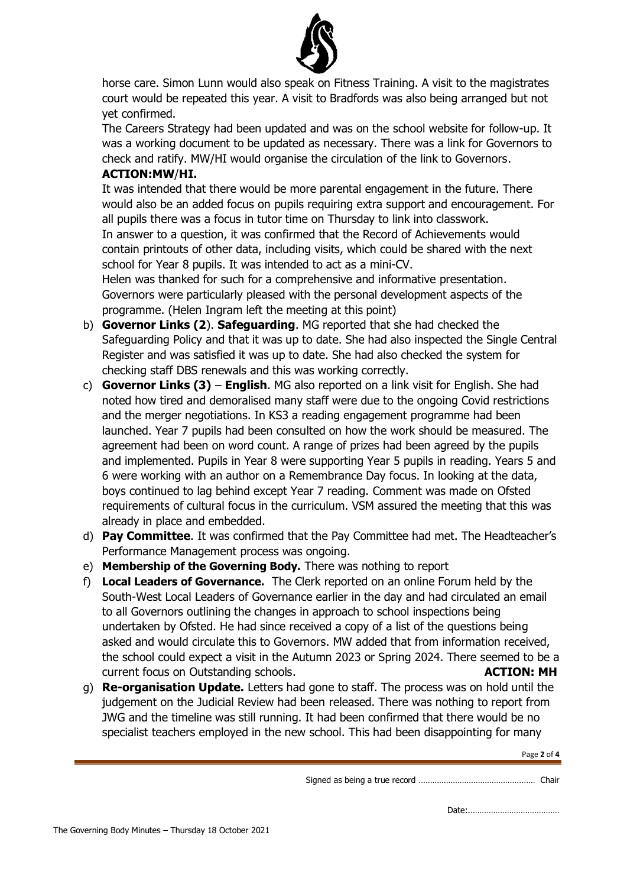horse care. Simon Lunn would also speak on Fitness Training. A visit to the magistrates court would be repeated this year. A visit to Bradfords was also being arranged but not yet confirmed.

The Careers Strategy had been updated and was on the school website for follow-up. It was a working document to be updated as necessary. There was a link for Governors to check and ratify. MW/HI would organise the circulation of the link to Governors.

**ACTION:MW/HI.**

It was intended that there would be more parental engagement in the future. There would also be an added focus on pupils requiring extra support and encouragement. For all pupils there was a focus in tutor time on Thursday to link into classwork.

In answer to a question, it was confirmed that the Record of Achievements would contain printouts of other data, including visits, which could be shared with the next school for Year 8 pupils. It was intended to act as a mini-CV.

Helen was thanked for such for a comprehensive and informative presentation. Governors were particularly pleased with the personal development aspects of the programme. (Helen Ingram left the meeting at this point)

b) **Governor Links (2**). **Safeguarding**. MG reported that she had checked the Safeguarding Policy and that it was up to date. She had also inspected the Single Central Register and was satisfied it was up to date. She had also checked the system for checking staff DBS renewals and this was working correctly.

c) **Governor Links (3)** – **English**. MG also reported on a link visit for English. She had noted how tired and demoralised many staff were due to the ongoing Covid restrictions and the merger negotiations. In KS3 a reading engagement programme had been launched. Year 7 pupils had been consulted on how the work should be measured. The agreement had been on word count. A range of prizes had been agreed by the pupils and implemented. Pupils in Year 8 were supporting Year 5 pupils in reading. Years 5 and 6 were working with an author on a Remembrance Day focus. In looking at the data, boys continued to lag behind except Year 7 reading. Comment was made on Ofsted requirements of cultural focus in the curriculum. VSM assured the meeting that this was already in place and embedded.

d) **Pay Committee**. It was confirmed that the Pay Committee had met. The Headteacher's Performance Management process was ongoing.

e) **Membership of the Governing Body.** There was nothing to report

f) **Local Leaders of Governance.** The Clerk reported on an online Forum held by the South-West Local Leaders of Governance earlier in the day and had circulated an email to all Governors outlining the changes in approach to school inspections being undertaken by Ofsted. He had since received a copy of a list of the questions being asked and would circulate this to Governors. MW added that from information received, the school could expect a visit in the Autumn 2023 or Spring 2024. There seemed to be a current focus on Outstanding schools. **ACTION: MH**

g) **Re-organisation Update.** Letters had gone to staff. The process was on hold until the judgement on the Judicial Review had been released. There was nothing to report from JWG and the timeline was still running. It had been confirmed that there would be no specialist teachers employed in the new school. This had been disappointing for many

Signed as being a true record ……………………………………………… Chair

Date:…………………………………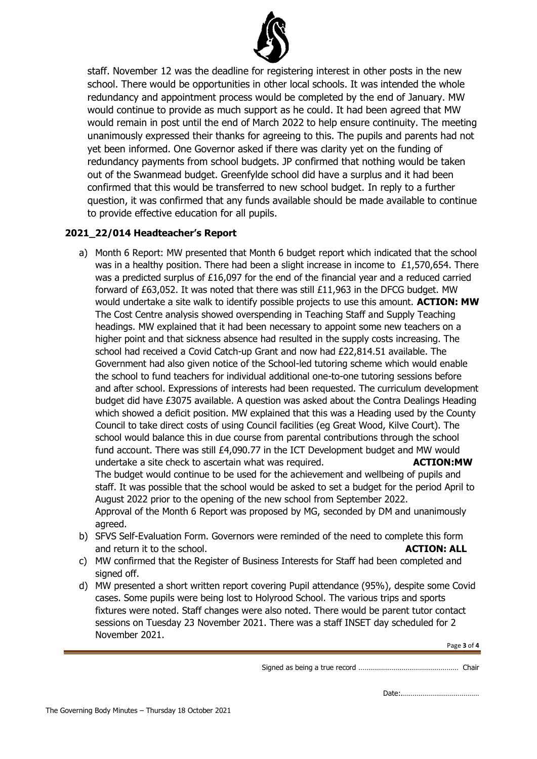staff. November 12 was the deadline for registering interest in other posts in the new school. There would be opportunities in other local schools. It was intended the whole redundancy and appointment process would be completed by the end of January. MW would continue to provide as much support as he could. It had been agreed that MW would remain in post until the end of March 2022 to help ensure continuity. The meeting unanimously expressed their thanks for agreeing to this. The pupils and parents had not yet been informed. One Governor asked if there was clarity yet on the funding of redundancy payments from school budgets. JP confirmed that nothing would be taken out of the Swanmead budget. Greenfylde school did have a surplus and it had been confirmed that this would be transferred to new school budget. In reply to a further question, it was confirmed that any funds available should be made available to continue to provide effective education for all pupils.

## 2021_22/014 Headteacher's Report

a) Month 6 Report: MW presented that Month 6 budget report which indicated that the school was in a healthy position. There had been a slight increase in income to £1,570,654. There was a predicted surplus of £16,097 for the end of the financial year and a reduced carried forward of £63,052. It was noted that there was still £11,963 in the DFCG budget. MW would undertake a site walk to identify possible projects to use this amount. **ACTION: MW**
The Cost Centre analysis showed overspending in Teaching Staff and Supply Teaching headings. MW explained that it had been necessary to appoint some new teachers on a higher point and that sickness absence had resulted in the supply costs increasing. The school had received a Covid Catch-up Grant and now had £22,814.51 available. The Government had also given notice of the School-led tutoring scheme which would enable the school to fund teachers for individual additional one-to-one tutoring sessions before and after school. Expressions of interests had been requested. The curriculum development budget did have £3075 available. A question was asked about the Contra Dealings Heading which showed a deficit position. MW explained that this was a Heading used by the County Council to take direct costs of using Council facilities (eg Great Wood, Kilve Court). The school would balance this in due course from parental contributions through the school fund account. There was still £4,090.77 in the ICT Development budget and MW would undertake a site check to ascertain what was required. **ACTION:MW**
The budget would continue to be used for the achievement and wellbeing of pupils and staff. It was possible that the school would be asked to set a budget for the period April to August 2022 prior to the opening of the new school from September 2022.
Approval of the Month 6 Report was proposed by MG, seconded by DM and unanimously agreed.

b) SFVS Self-Evaluation Form. Governors were reminded of the need to complete this form and return it to the school. **ACTION: ALL**

c) MW confirmed that the Register of Business Interests for Staff had been completed and signed off.

d) MW presented a short written report covering Pupil attendance (95%), despite some Covid cases. Some pupils were being lost to Holyrood School. The various trips and sports fixtures were noted. Staff changes were also noted. There would be parent tutor contact sessions on Tuesday 23 November 2021. There was a staff INSET day scheduled for 2 November 2021.

Signed as being a true record ………………………………………… Chair

Date:…………………………………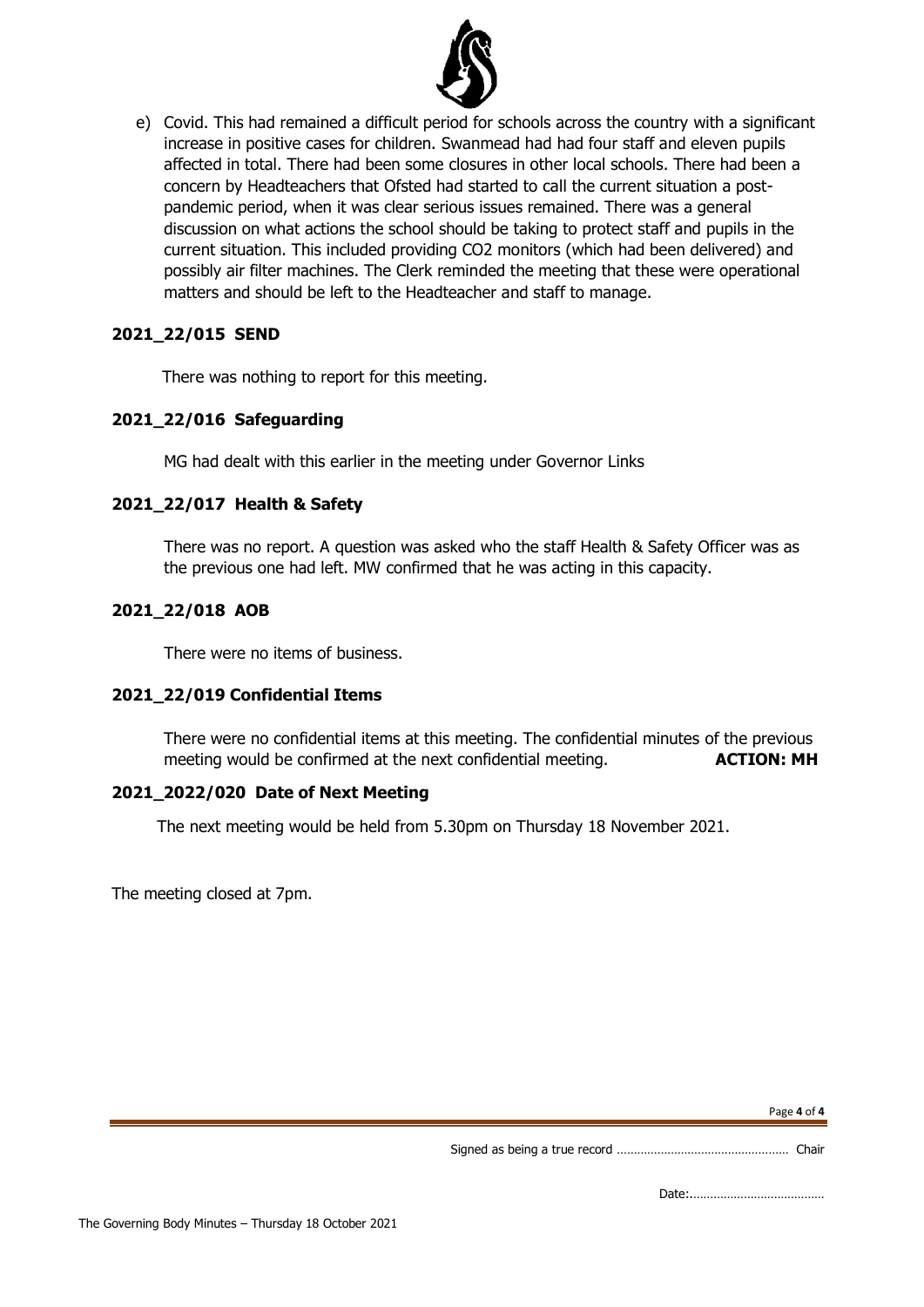e) Covid. This had remained a difficult period for schools across the country with a significant increase in positive cases for children. Swanmead had had four staff and eleven pupils affected in total. There had been some closures in other local schools. There had been a concern by Headteachers that Ofsted had started to call the current situation a post-pandemic period, when it was clear serious issues remained. There was a general discussion on what actions the school should be taking to protect staff and pupils in the current situation. This included providing $CO_2$ monitors (which had been delivered) and possibly air filter machines. The Clerk reminded the meeting that these were operational matters and should be left to the Headteacher and staff to manage.

### 2021_22/015 SEND

There was nothing to report for this meeting.

### 2021_22/016 Safeguarding

MG had dealt with this earlier in the meeting under Governor Links

### 2021_22/017 Health & Safety

There was no report. A question was asked who the staff Health & Safety Officer was as the previous one had left. MW confirmed that he was acting in this capacity.

### 2021_22/018 AOB

There were no items of business.

### 2021_22/019 Confidential Items

There were no confidential items at this meeting. The confidential minutes of the previous meeting would be confirmed at the next confidential meeting. **ACTION: MH**

### 2021_2022/020 Date of Next Meeting

The next meeting would be held from 5.30pm on Thursday 18 November 2021.

The meeting closed at 7pm.

Signed as being a true record …………………………………………… Chair

Date:…………………………………